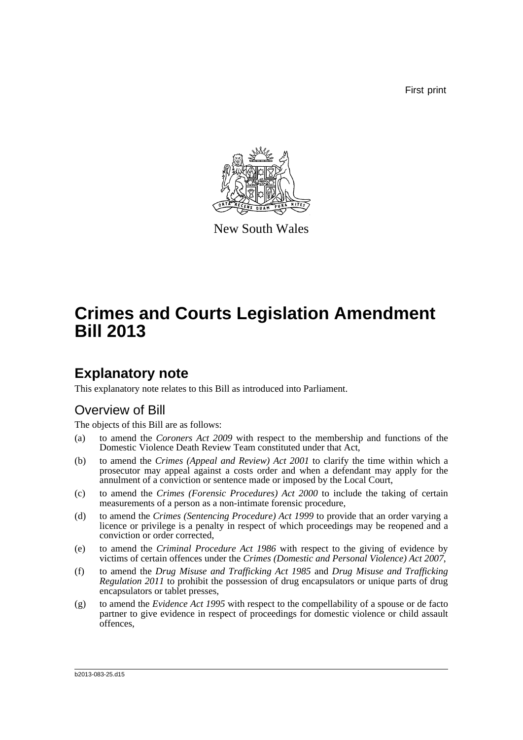First print

New South Wales

# Crimes and Courts Legislation Amendment Bill 2013

## Explanatory note

This explanatory note relates to this Bill as introduced into Parliament.

### Overview of Bill

The objects of this Bill are as follows:

(a) to amend the *Coroners Act 2009* with respect to the membership and functions of the Domestic Violence Death Review Team constituted under that Act,

(b) to amend the *Crimes (Appeal and Review) Act 2001* to clarify the time within which a prosecutor may appeal against a costs order and when a defendant may apply for the annulment of a conviction or sentence made or imposed by the Local Court,

(c) to amend the *Crimes (Forensic Procedures) Act 2000* to include the taking of certain measurements of a person as a non-intimate forensic procedure,

(d) to amend the *Crimes (Sentencing Procedure) Act 1999* to provide that an order varying a licence or privilege is a penalty in respect of which proceedings may be reopened and a conviction or order corrected,

(e) to amend the *Criminal Procedure Act 1986* with respect to the giving of evidence by victims of certain offences under the *Crimes (Domestic and Personal Violence) Act 2007*,

(f) to amend the *Drug Misuse and Trafficking Act 1985* and *Drug Misuse and Trafficking Regulation 2011* to prohibit the possession of drug encapsulators or unique parts of drug encapsulators or tablet presses,

(g) to amend the *Evidence Act 1995* with respect to the compellability of a spouse or de facto partner to give evidence in respect of proceedings for domestic violence or child assault offences,

b2013-083-25.d15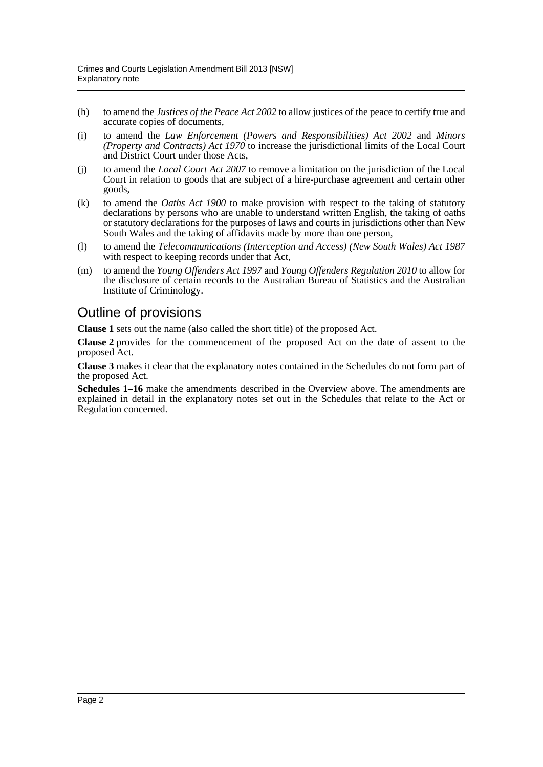(h) to amend the *Justices of the Peace Act 2002* to allow justices of the peace to certify true and accurate copies of documents,

(i) to amend the *Law Enforcement (Powers and Responsibilities) Act 2002* and *Minors (Property and Contracts) Act 1970* to increase the jurisdictional limits of the Local Court and District Court under those Acts,

(j) to amend the *Local Court Act 2007* to remove a limitation on the jurisdiction of the Local Court in relation to goods that are subject of a hire-purchase agreement and certain other goods,

(k) to amend the *Oaths Act 1900* to make provision with respect to the taking of statutory declarations by persons who are unable to understand written English, the taking of oaths or statutory declarations for the purposes of laws and courts in jurisdictions other than New South Wales and the taking of affidavits made by more than one person,

(l) to amend the *Telecommunications (Interception and Access) (New South Wales) Act 1987* with respect to keeping records under that Act,

(m) to amend the *Young Offenders Act 1997* and *Young Offenders Regulation 2010* to allow for the disclosure of certain records to the Australian Bureau of Statistics and the Australian Institute of Criminology.

## Outline of provisions

**Clause 1** sets out the name (also called the short title) of the proposed Act.

**Clause 2** provides for the commencement of the proposed Act on the date of assent to the proposed Act.

**Clause 3** makes it clear that the explanatory notes contained in the Schedules do not form part of the proposed Act.

**Schedules 1–16** make the amendments described in the Overview above. The amendments are explained in detail in the explanatory notes set out in the Schedules that relate to the Act or Regulation concerned.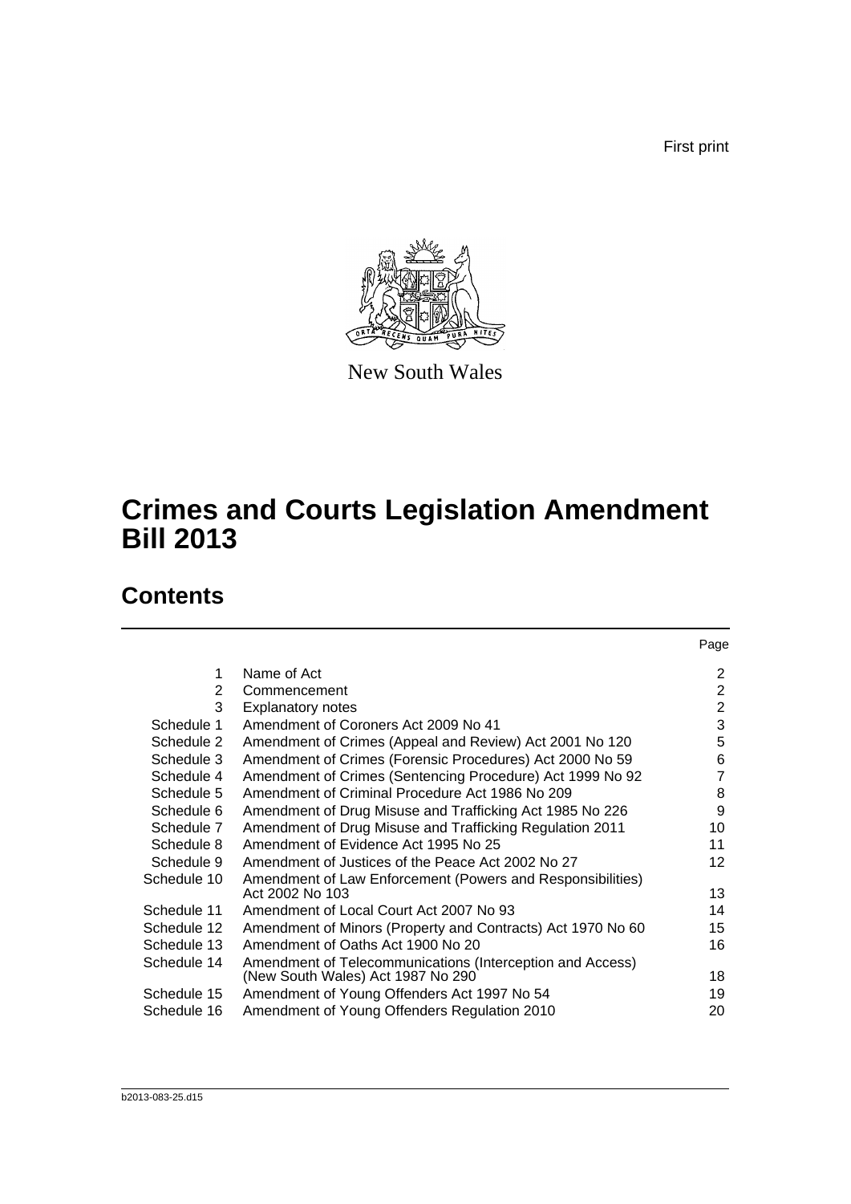First print

New South Wales

# Crimes and Courts Legislation Amendment Bill 2013

## Contents

| | | Page |
|---|---|---|
| 1 | Name of Act | 2 |
| 2 | Commencement | 2 |
| 3 | Explanatory notes | 2 |
| Schedule 1 | Amendment of Coroners Act 2009 No 41 | 3 |
| Schedule 2 | Amendment of Crimes (Appeal and Review) Act 2001 No 120 | 5 |
| Schedule 3 | Amendment of Crimes (Forensic Procedures) Act 2000 No 59 | 6 |
| Schedule 4 | Amendment of Crimes (Sentencing Procedure) Act 1999 No 92 | 7 |
| Schedule 5 | Amendment of Criminal Procedure Act 1986 No 209 | 8 |
| Schedule 6 | Amendment of Drug Misuse and Trafficking Act 1985 No 226 | 9 |
| Schedule 7 | Amendment of Drug Misuse and Trafficking Regulation 2011 | 10 |
| Schedule 8 | Amendment of Evidence Act 1995 No 25 | 11 |
| Schedule 9 | Amendment of Justices of the Peace Act 2002 No 27 | 12 |
| Schedule 10 | Amendment of Law Enforcement (Powers and Responsibilities) Act 2002 No 103 | 13 |
| Schedule 11 | Amendment of Local Court Act 2007 No 93 | 14 |
| Schedule 12 | Amendment of Minors (Property and Contracts) Act 1970 No 60 | 15 |
| Schedule 13 | Amendment of Oaths Act 1900 No 20 | 16 |
| Schedule 14 | Amendment of Telecommunications (Interception and Access) (New South Wales) Act 1987 No 290 | 18 |
| Schedule 15 | Amendment of Young Offenders Act 1997 No 54 | 19 |
| Schedule 16 | Amendment of Young Offenders Regulation 2010 | 20 |

b2013-083-25.d15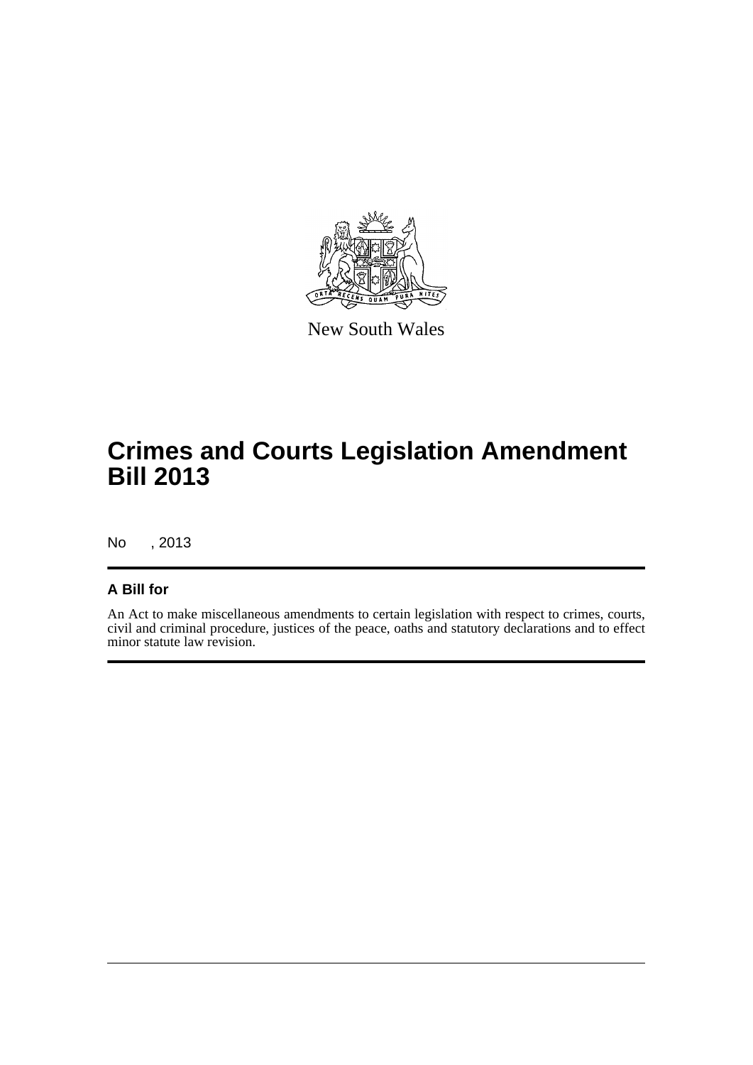New South Wales

# Crimes and Courts Legislation Amendment Bill 2013

No , 2013

## A Bill for

An Act to make miscellaneous amendments to certain legislation with respect to crimes, courts, civil and criminal procedure, justices of the peace, oaths and statutory declarations and to effect minor statute law revision.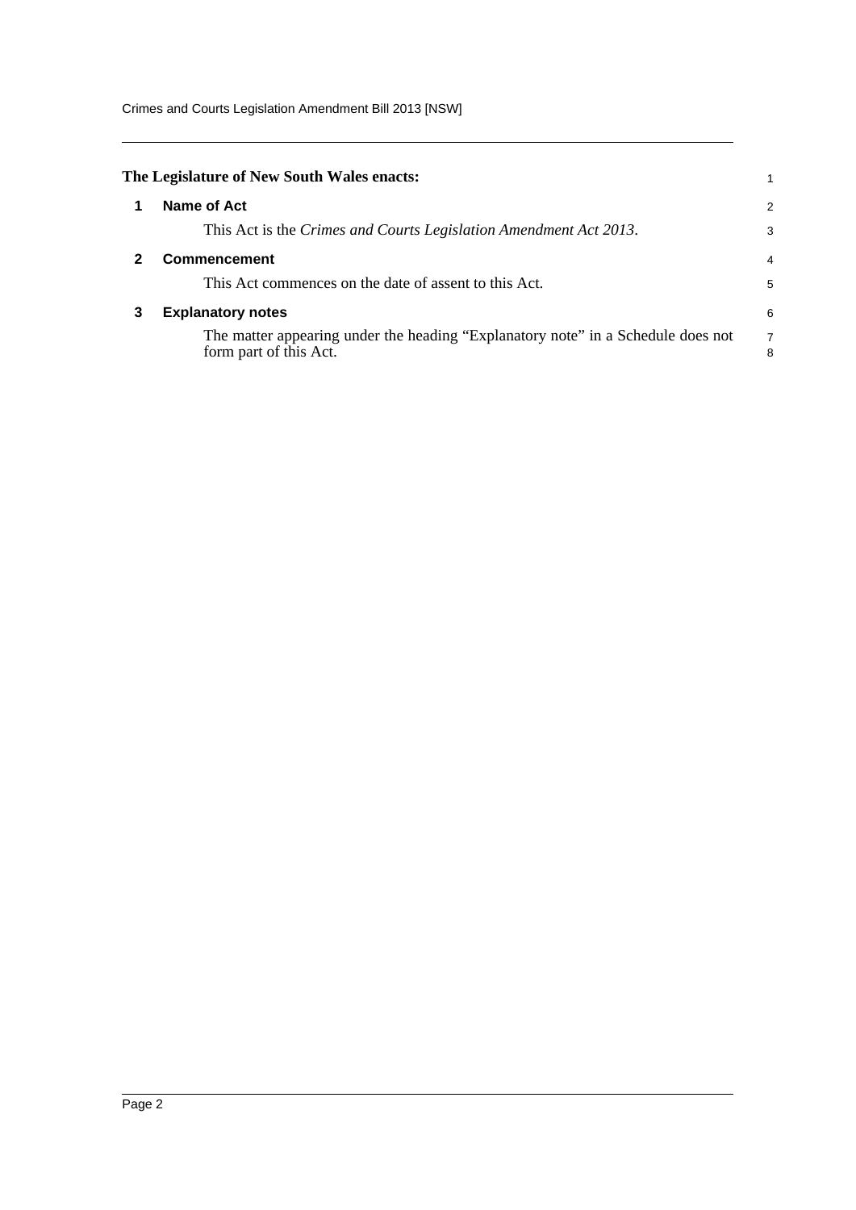**The Legislature of New South Wales enacts:**

## 1 Name of Act

This Act is the *Crimes and Courts Legislation Amendment Act 2013*.

## 2 Commencement

This Act commences on the date of assent to this Act.

## 3 Explanatory notes

The matter appearing under the heading “Explanatory note” in a Schedule does not form part of this Act.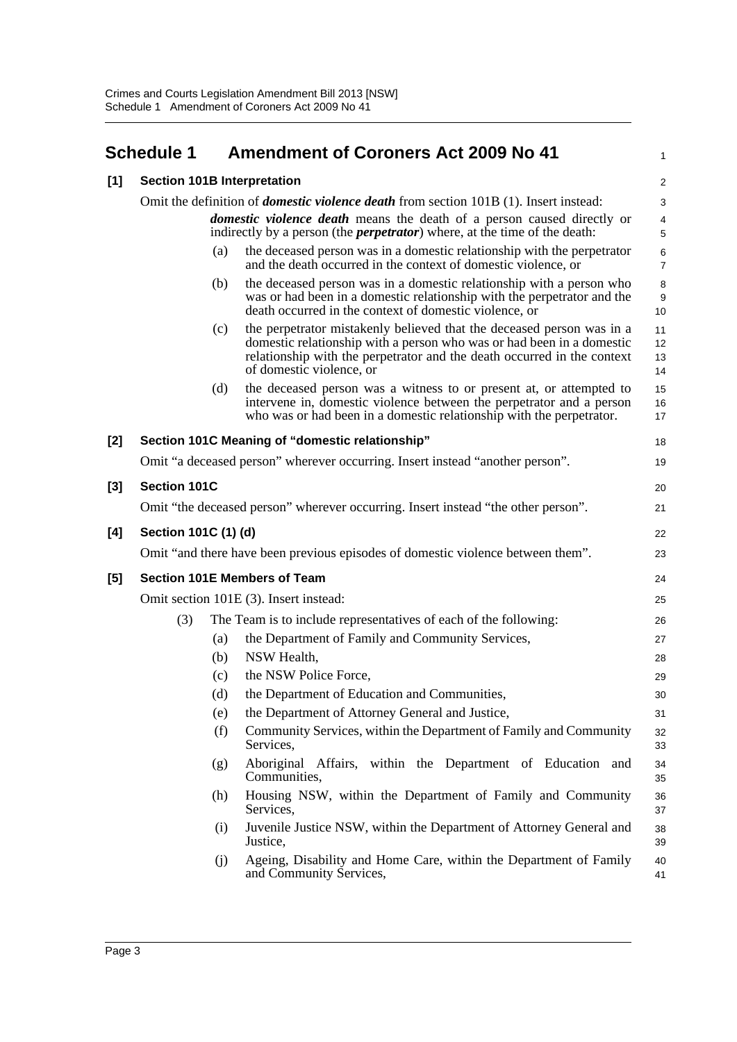# Schedule 1 Amendment of Coroners Act 2009 No 41

**[1] Section 101B Interpretation**

Omit the definition of ***domestic violence death*** from section 101B (1). Insert instead:

> ***domestic violence death*** means the death of a person caused directly or indirectly by a person (the ***perpetrator***) where, at the time of the death:
>
> (a) the deceased person was in a domestic relationship with the perpetrator and the death occurred in the context of domestic violence, or
>
> (b) the deceased person was in a domestic relationship with a person who was or had been in a domestic relationship with the perpetrator and the death occurred in the context of domestic violence, or
>
> (c) the perpetrator mistakenly believed that the deceased person was in a domestic relationship with a person who was or had been in a domestic relationship with the perpetrator and the death occurred in the context of domestic violence, or
>
> (d) the deceased person was a witness to or present at, or attempted to intervene in, domestic violence between the perpetrator and a person who was or had been in a domestic relationship with the perpetrator.

**[2] Section 101C Meaning of "domestic relationship"**

Omit "a deceased person" wherever occurring. Insert instead "another person".

**[3] Section 101C**

Omit "the deceased person" wherever occurring. Insert instead "the other person".

**[4] Section 101C (1) (d)**

Omit "and there have been previous episodes of domestic violence between them".

**[5] Section 101E Members of Team**

Omit section 101E (3). Insert instead:

> (3) The Team is to include representatives of each of the following:
>
> (a) the Department of Family and Community Services,
>
> (b) NSW Health,
>
> (c) the NSW Police Force,
>
> (d) the Department of Education and Communities,
>
> (e) the Department of Attorney General and Justice,
>
> (f) Community Services, within the Department of Family and Community Services,
>
> (g) Aboriginal Affairs, within the Department of Education and Communities,
>
> (h) Housing NSW, within the Department of Family and Community Services,
>
> (i) Juvenile Justice NSW, within the Department of Attorney General and Justice,
>
> (j) Ageing, Disability and Home Care, within the Department of Family and Community Services,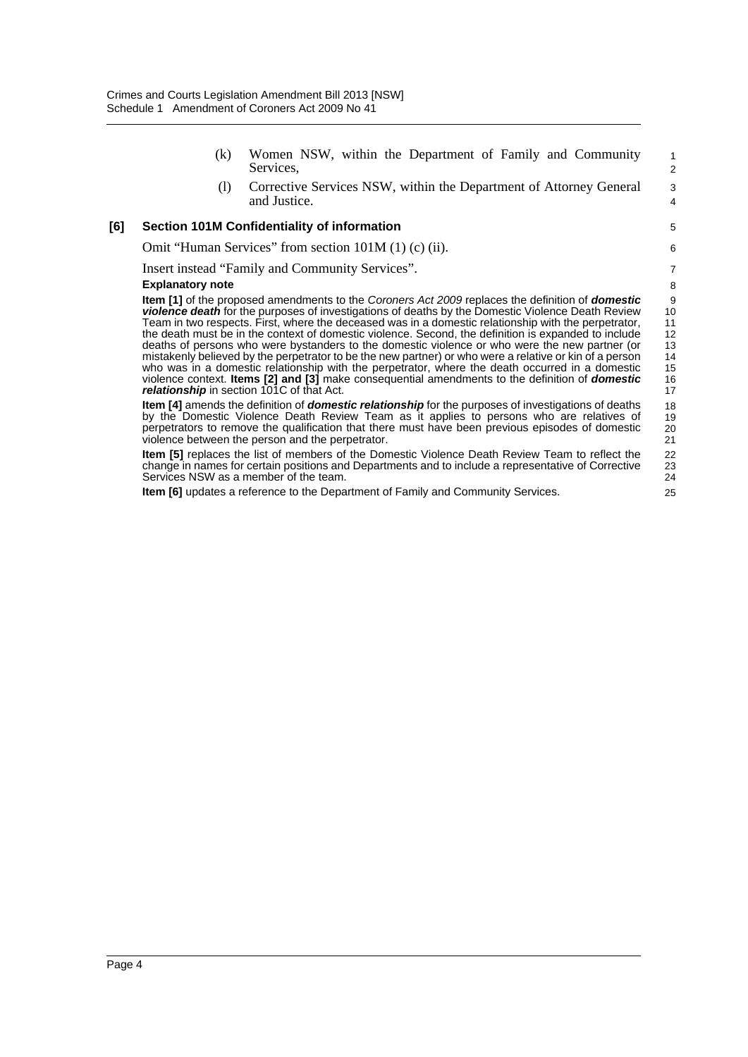(k) Women NSW, within the Department of Family and Community Services,

(l) Corrective Services NSW, within the Department of Attorney General and Justice.

**[6] Section 101M Confidentiality of information**

Omit "Human Services" from section 101M (1) (c) (ii).

Insert instead "Family and Community Services".

**Explanatory note**

**Item [1]** of the proposed amendments to the *Coroners Act 2009* replaces the definition of ***domestic violence death*** for the purposes of investigations of deaths by the Domestic Violence Death Review Team in two respects. First, where the deceased was in a domestic relationship with the perpetrator, the death must be in the context of domestic violence. Second, the definition is expanded to include deaths of persons who were bystanders to the domestic violence or who were the new partner (or mistakenly believed by the perpetrator to be the new partner) or who were a relative or kin of a person who was in a domestic relationship with the perpetrator, where the death occurred in a domestic violence context. **Items [2] and [3]** make consequential amendments to the definition of ***domestic relationship*** in section 101C of that Act.

**Item [4]** amends the definition of ***domestic relationship*** for the purposes of investigations of deaths by the Domestic Violence Death Review Team as it applies to persons who are relatives of perpetrators to remove the qualification that there must have been previous episodes of domestic violence between the person and the perpetrator.

**Item [5]** replaces the list of members of the Domestic Violence Death Review Team to reflect the change in names for certain positions and Departments and to include a representative of Corrective Services NSW as a member of the team.

**Item [6]** updates a reference to the Department of Family and Community Services.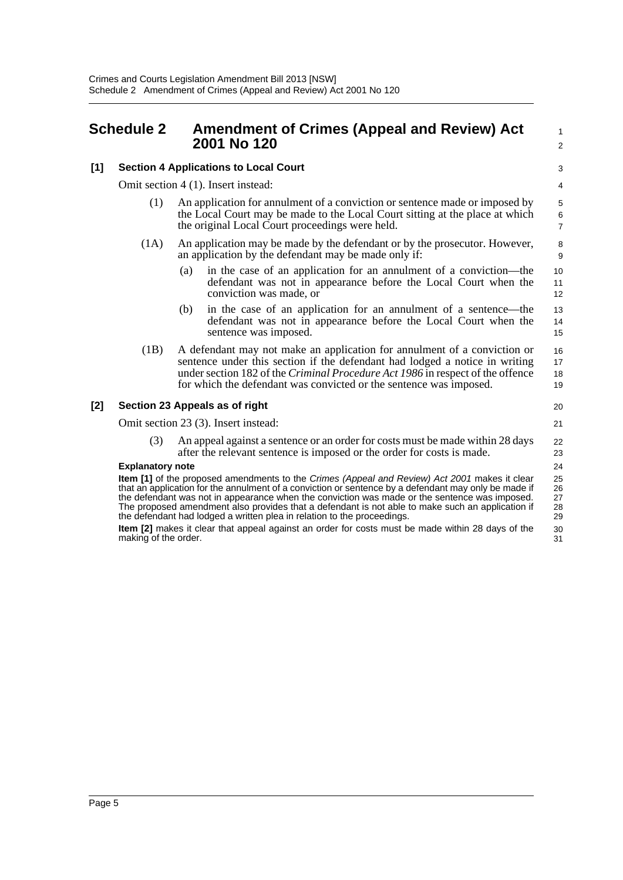## Schedule 2 Amendment of Crimes (Appeal and Review) Act 2001 No 120

### [1] Section 4 Applications to Local Court

Omit section 4 (1). Insert instead:

(1) An application for annulment of a conviction or sentence made or imposed by the Local Court may be made to the Local Court sitting at the place at which the original Local Court proceedings were held.

(1A) An application may be made by the defendant or by the prosecutor. However, an application by the defendant may be made only if:

(a) in the case of an application for an annulment of a conviction—the defendant was not in appearance before the Local Court when the conviction was made, or

(b) in the case of an application for an annulment of a sentence—the defendant was not in appearance before the Local Court when the sentence was imposed.

(1B) A defendant may not make an application for annulment of a conviction or sentence under this section if the defendant had lodged a notice in writing under section 182 of the *Criminal Procedure Act 1986* in respect of the offence for which the defendant was convicted or the sentence was imposed.

### [2] Section 23 Appeals as of right

Omit section 23 (3). Insert instead:

(3) An appeal against a sentence or an order for costs must be made within 28 days after the relevant sentence is imposed or the order for costs is made.

**Explanatory note**

**Item [1]** of the proposed amendments to the *Crimes (Appeal and Review) Act 2001* makes it clear that an application for the annulment of a conviction or sentence by a defendant may only be made if the defendant was not in appearance when the conviction was made or the sentence was imposed. The proposed amendment also provides that a defendant is not able to make such an application if the defendant had lodged a written plea in relation to the proceedings.

**Item [2]** makes it clear that appeal against an order for costs must be made within 28 days of the making of the order.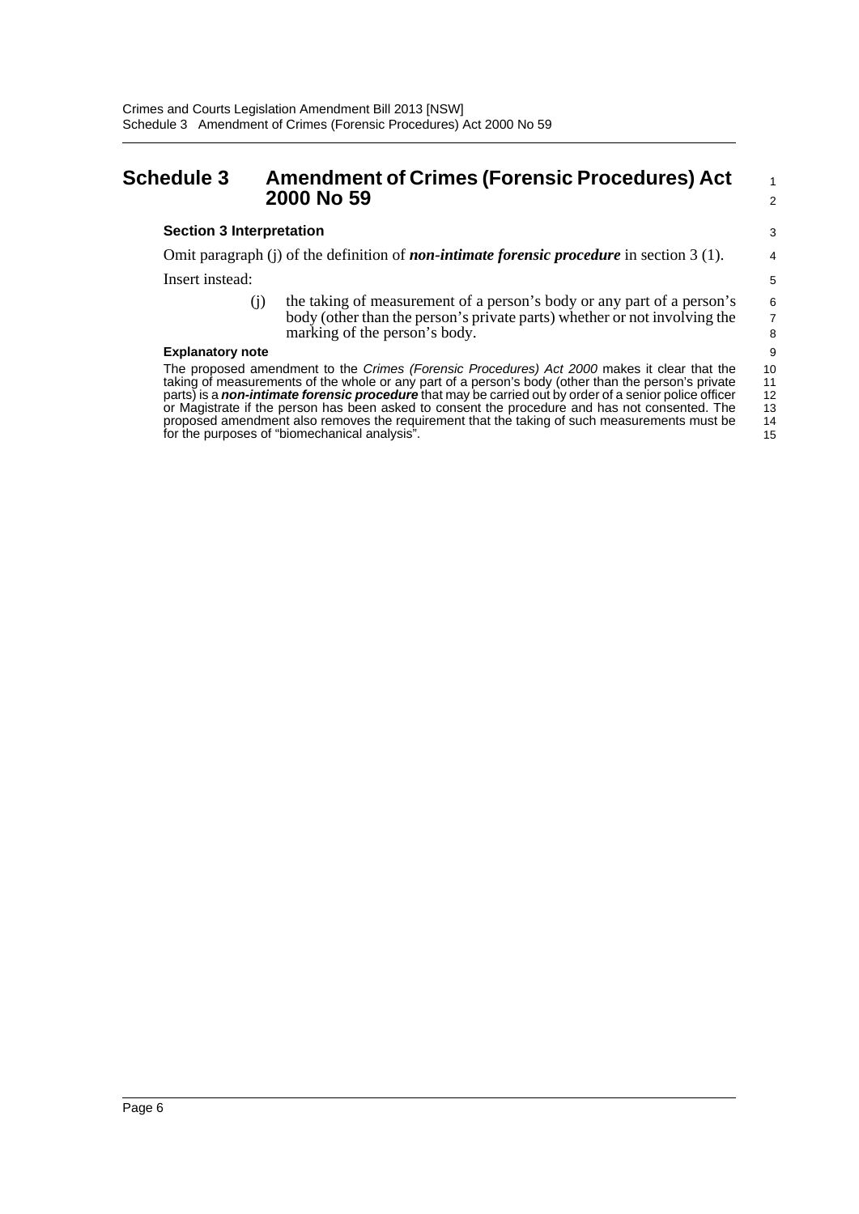# Schedule 3 Amendment of Crimes (Forensic Procedures) Act 2000 No 59

**Section 3 Interpretation**

Omit paragraph (j) of the definition of ***non-intimate forensic procedure*** in section 3 (1).

Insert instead:

(j) the taking of measurement of a person's body or any part of a person's body (other than the person's private parts) whether or not involving the marking of the person's body.

**Explanatory note**

The proposed amendment to the *Crimes (Forensic Procedures) Act 2000* makes it clear that the taking of measurements of the whole or any part of a person's body (other than the person's private parts) is a ***non-intimate forensic procedure*** that may be carried out by order of a senior police officer or Magistrate if the person has been asked to consent the procedure and has not consented. The proposed amendment also removes the requirement that the taking of such measurements must be for the purposes of "biomechanical analysis".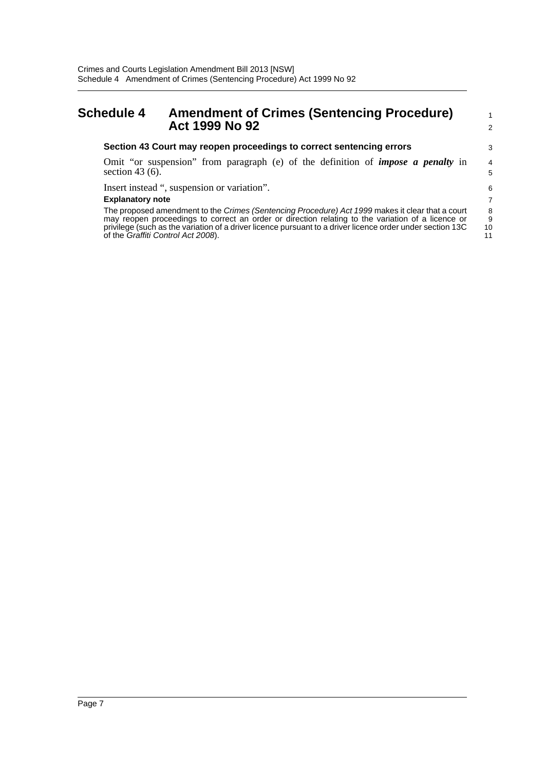# Schedule 4 Amendment of Crimes (Sentencing Procedure) Act 1999 No 92

**Section 43 Court may reopen proceedings to correct sentencing errors**

Omit "or suspension" from paragraph (e) of the definition of ***impose a penalty*** in section 43 (6).

Insert instead ", suspension or variation".

**Explanatory note**

The proposed amendment to the *Crimes (Sentencing Procedure) Act 1999* makes it clear that a court may reopen proceedings to correct an order or direction relating to the variation of a licence or privilege (such as the variation of a driver licence pursuant to a driver licence order under section 13C of the *Graffiti Control Act 2008*).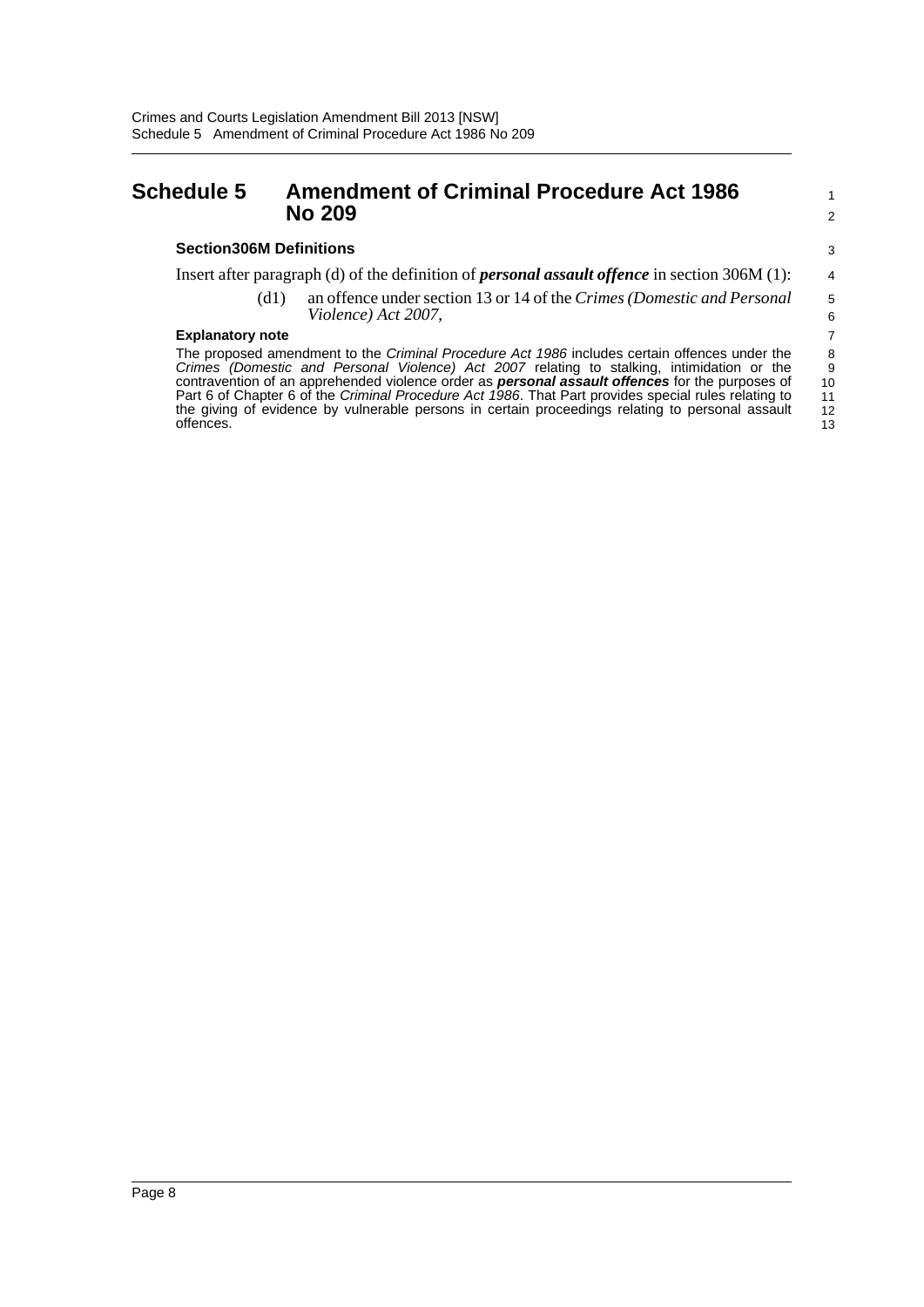# Schedule 5 Amendment of Criminal Procedure Act 1986 No 209

### Section306M Definitions

Insert after paragraph (d) of the definition of ***personal assault offence*** in section 306M (1):

> (d1) an offence under section 13 or 14 of the *Crimes (Domestic and Personal Violence) Act 2007*,

**Explanatory note**

The proposed amendment to the *Criminal Procedure Act 1986* includes certain offences under the *Crimes (Domestic and Personal Violence) Act 2007* relating to stalking, intimidation or the contravention of an apprehended violence order as ***personal assault offences*** for the purposes of Part 6 of Chapter 6 of the *Criminal Procedure Act 1986*. That Part provides special rules relating to the giving of evidence by vulnerable persons in certain proceedings relating to personal assault offences.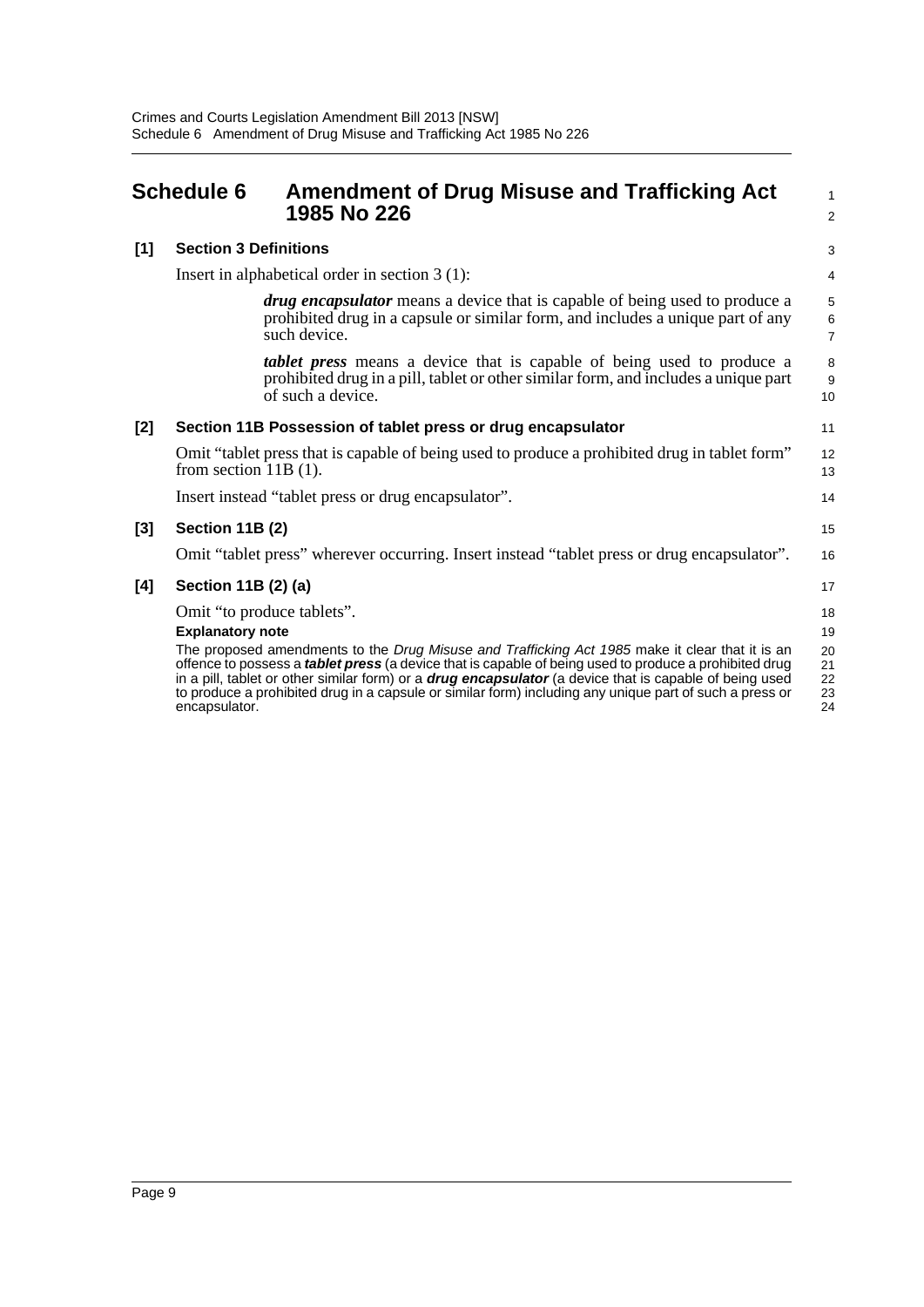# Schedule 6 Amendment of Drug Misuse and Trafficking Act 1985 No 226

### [1] Section 3 Definitions

Insert in alphabetical order in section 3 (1):

> ***drug encapsulator*** means a device that is capable of being used to produce a prohibited drug in a capsule or similar form, and includes a unique part of any such device.
>
> ***tablet press*** means a device that is capable of being used to produce a prohibited drug in a pill, tablet or other similar form, and includes a unique part of such a device.

### [2] Section 11B Possession of tablet press or drug encapsulator

Omit "tablet press that is capable of being used to produce a prohibited drug in tablet form" from section 11B (1).

Insert instead "tablet press or drug encapsulator".

### [3] Section 11B (2)

Omit "tablet press" wherever occurring. Insert instead "tablet press or drug encapsulator".

### [4] Section 11B (2) (a)

Omit "to produce tablets".

**Explanatory note**

The proposed amendments to the *Drug Misuse and Trafficking Act 1985* make it clear that it is an offence to possess a ***tablet press*** (a device that is capable of being used to produce a prohibited drug in a pill, tablet or other similar form) or a ***drug encapsulator*** (a device that is capable of being used to produce a prohibited drug in a capsule or similar form) including any unique part of such a press or encapsulator.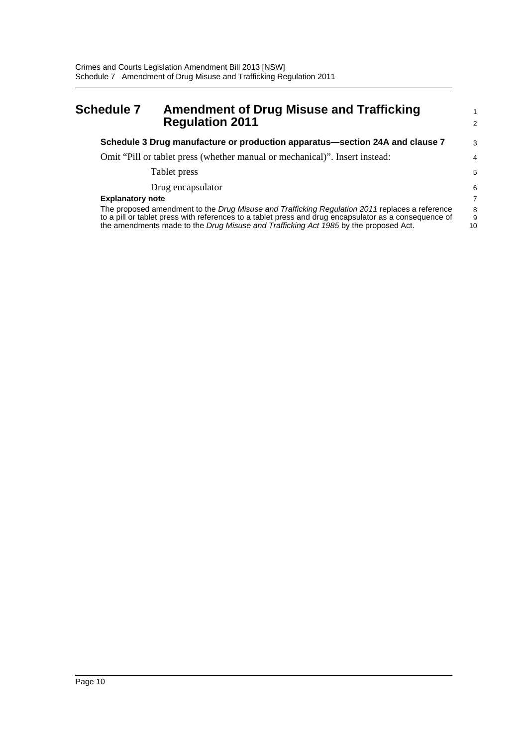# Schedule 7 Amendment of Drug Misuse and Trafficking Regulation 2011

### Schedule 3 Drug manufacture or production apparatus—section 24A and clause 7

Omit "Pill or tablet press (whether manual or mechanical)". Insert instead:

Tablet press

Drug encapsulator

**Explanatory note**

The proposed amendment to the *Drug Misuse and Trafficking Regulation 2011* replaces a reference to a pill or tablet press with references to a tablet press and drug encapsulator as a consequence of the amendments made to the *Drug Misuse and Trafficking Act 1985* by the proposed Act.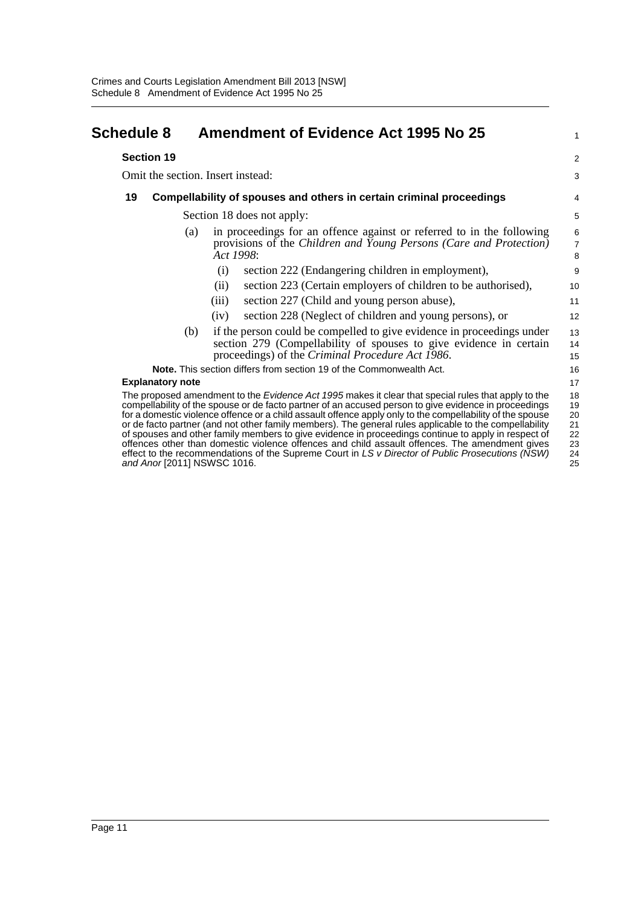# Schedule 8 Amendment of Evidence Act 1995 No 25

**Section 19**

Omit the section. Insert instead:

### 19 Compellability of spouses and others in certain criminal proceedings

Section 18 does not apply:

(a) in proceedings for an offence against or referred to in the following provisions of the *Children and Young Persons (Care and Protection) Act 1998*:

(i) section 222 (Endangering children in employment),

(ii) section 223 (Certain employers of children to be authorised),

(iii) section 227 (Child and young person abuse),

(iv) section 228 (Neglect of children and young persons), or

(b) if the person could be compelled to give evidence in proceedings under section 279 (Compellability of spouses to give evidence in certain proceedings) of the *Criminal Procedure Act 1986*.

**Note.** This section differs from section 19 of the Commonwealth Act.

**Explanatory note**

The proposed amendment to the *Evidence Act 1995* makes it clear that special rules that apply to the compellability of the spouse or de facto partner of an accused person to give evidence in proceedings for a domestic violence offence or a child assault offence apply only to the compellability of the spouse or de facto partner (and not other family members). The general rules applicable to the compellability of spouses and other family members to give evidence in proceedings continue to apply in respect of offences other than domestic violence offences and child assault offences. The amendment gives effect to the recommendations of the Supreme Court in *LS v Director of Public Prosecutions (NSW) and Anor* [2011] NSWSC 1016.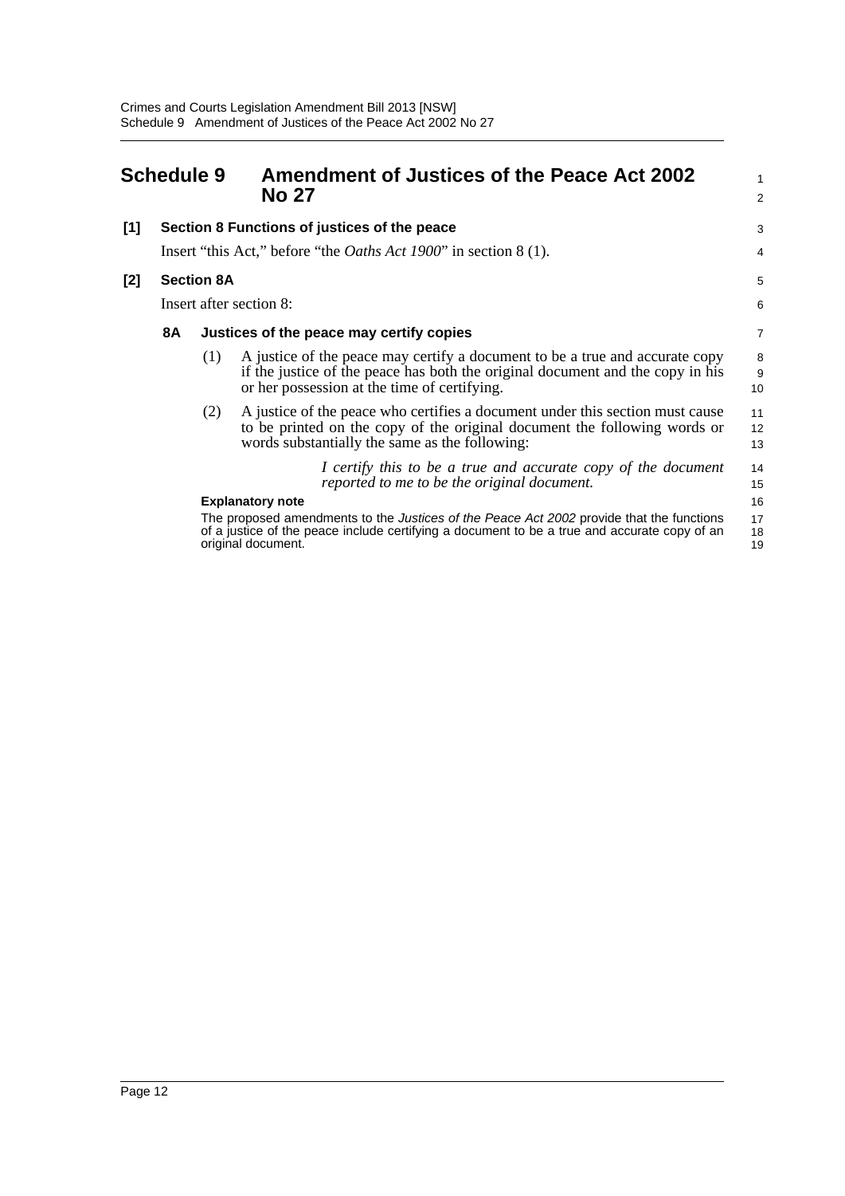## Schedule 9 Amendment of Justices of the Peace Act 2002 No 27

**[1] Section 8 Functions of justices of the peace**

Insert "this Act," before "the *Oaths Act 1900*" in section 8 (1).

**[2] Section 8A**

Insert after section 8:

### 8A Justices of the peace may certify copies

(1) A justice of the peace may certify a document to be a true and accurate copy if the justice of the peace has both the original document and the copy in his or her possession at the time of certifying.

(2) A justice of the peace who certifies a document under this section must cause to be printed on the copy of the original document the following words or words substantially the same as the following:

> *I certify this to be a true and accurate copy of the document reported to me to be the original document.*

**Explanatory note**

The proposed amendments to the *Justices of the Peace Act 2002* provide that the functions of a justice of the peace include certifying a document to be a true and accurate copy of an original document.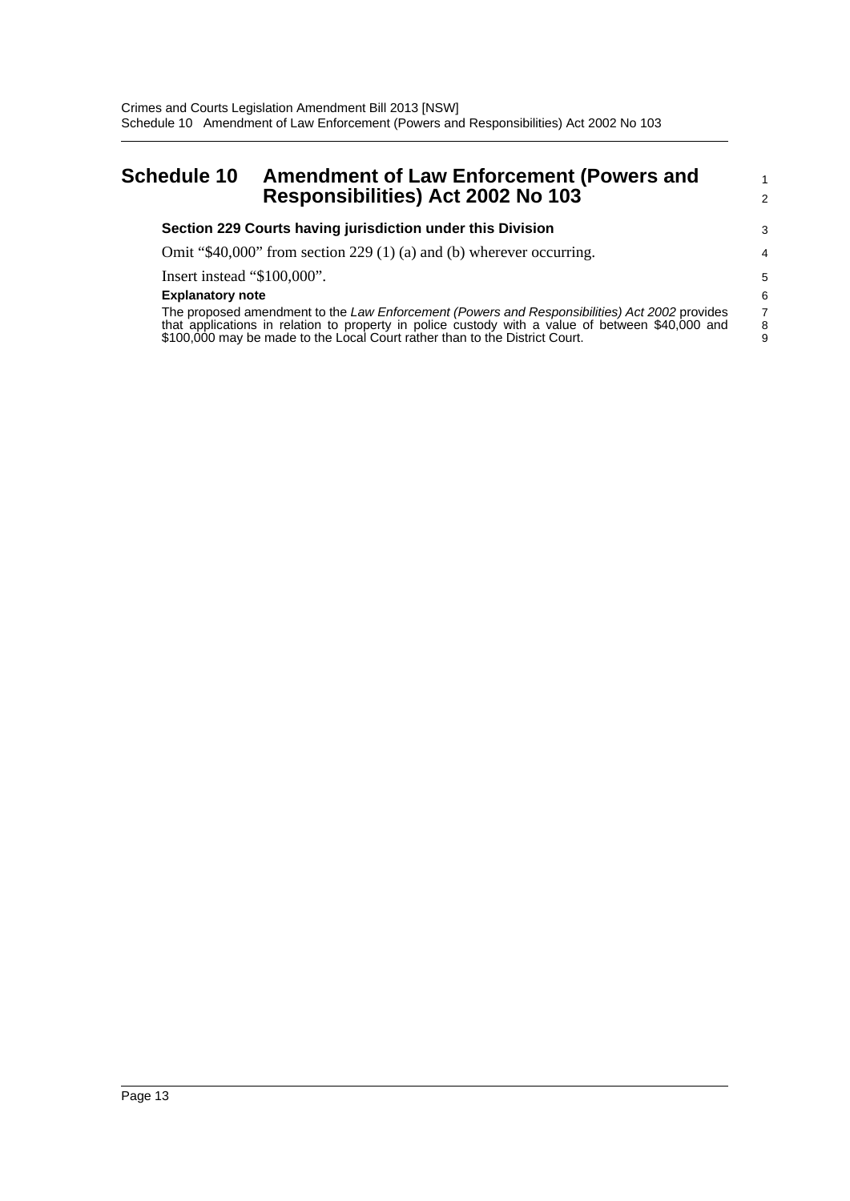# Schedule 10 Amendment of Law Enforcement (Powers and Responsibilities) Act 2002 No 103

**Section 229 Courts having jurisdiction under this Division**

Omit "$40,000" from section 229 (1) (a) and (b) wherever occurring.

Insert instead "$100,000".

**Explanatory note**

The proposed amendment to the *Law Enforcement (Powers and Responsibilities) Act 2002* provides that applications in relation to property in police custody with a value of between $40,000 and $100,000 may be made to the Local Court rather than to the District Court.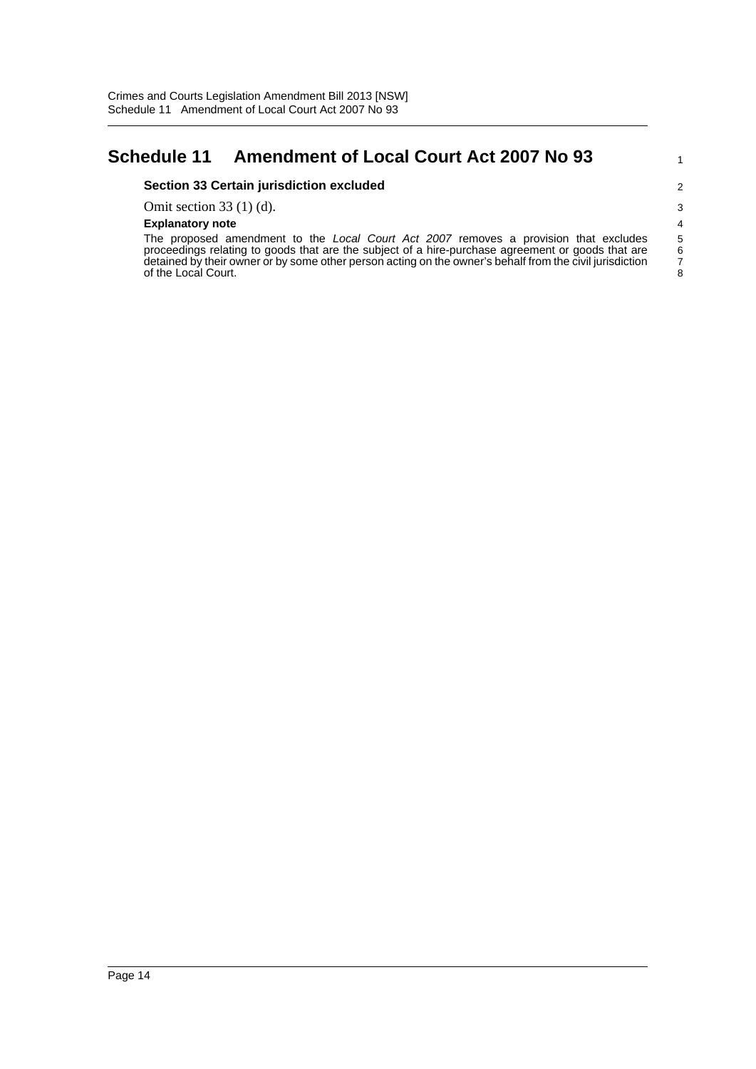# Schedule 11 Amendment of Local Court Act 2007 No 93

### Section 33 Certain jurisdiction excluded

Omit section 33 (1) (d).

**Explanatory note**

The proposed amendment to the *Local Court Act 2007* removes a provision that excludes proceedings relating to goods that are the subject of a hire-purchase agreement or goods that are detained by their owner or by some other person acting on the owner's behalf from the civil jurisdiction of the Local Court.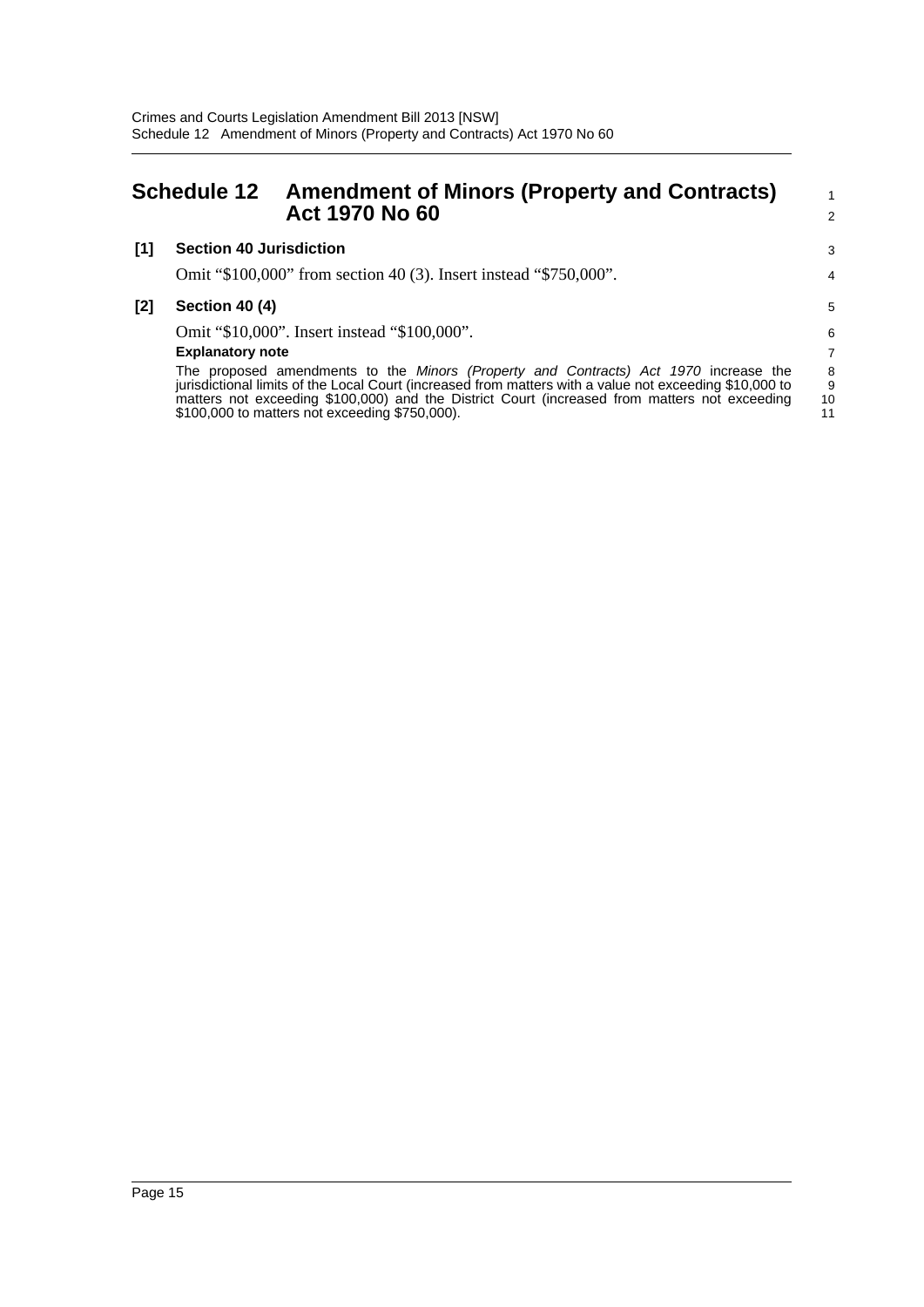# Schedule 12 Amendment of Minors (Property and Contracts) Act 1970 No 60

**[1] Section 40 Jurisdiction**

Omit "$100,000" from section 40 (3). Insert instead "$750,000".

**[2] Section 40 (4)**

Omit "$10,000". Insert instead "$100,000".

**Explanatory note**

The proposed amendments to the *Minors (Property and Contracts) Act 1970* increase the jurisdictional limits of the Local Court (increased from matters with a value not exceeding $10,000 to matters not exceeding $100,000) and the District Court (increased from matters not exceeding $100,000 to matters not exceeding $750,000).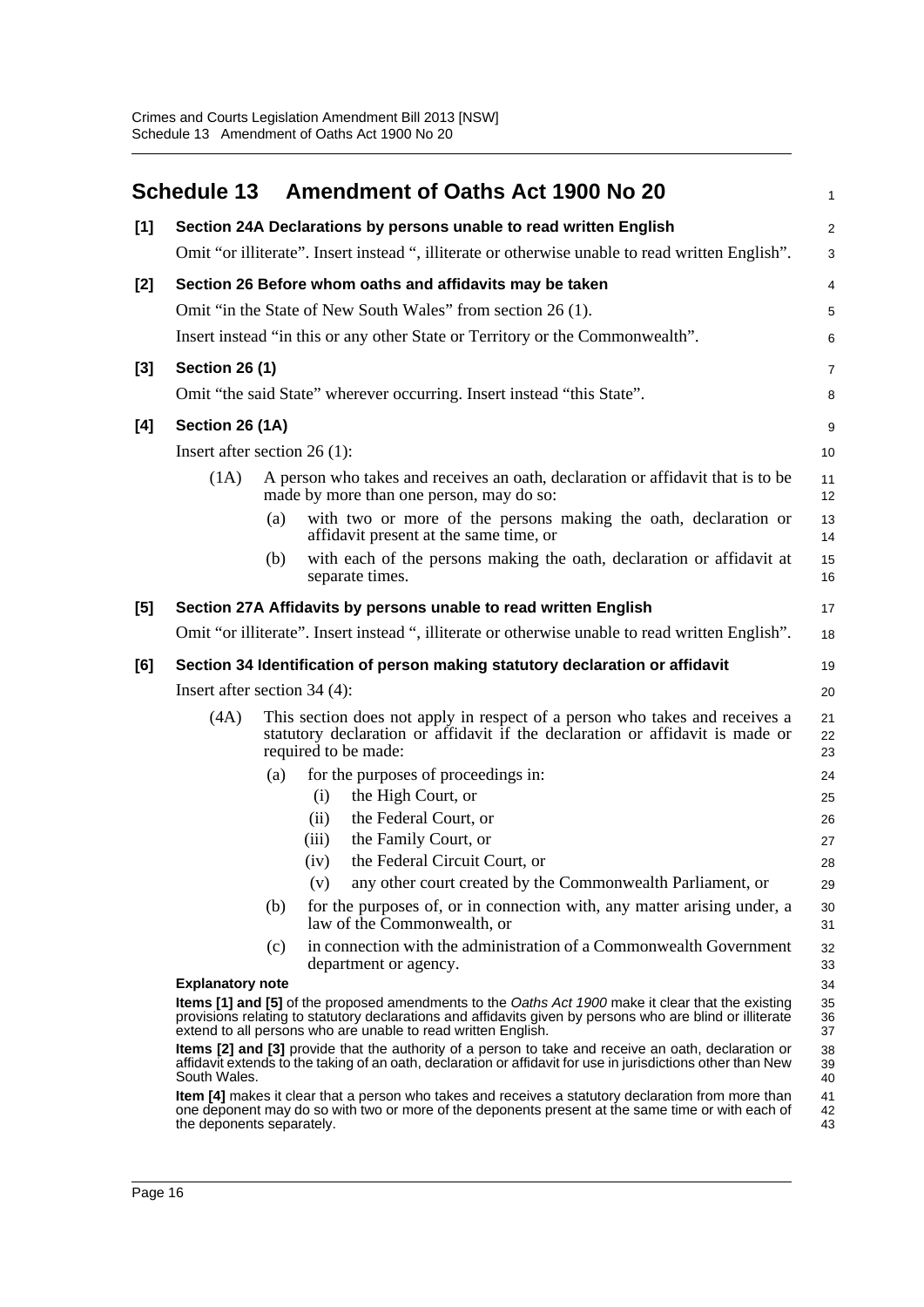## Schedule 13 Amendment of Oaths Act 1900 No 20

**[1] Section 24A Declarations by persons unable to read written English**

Omit "or illiterate". Insert instead ", illiterate or otherwise unable to read written English".

**[2] Section 26 Before whom oaths and affidavits may be taken**

Omit "in the State of New South Wales" from section 26 (1).

Insert instead "in this or any other State or Territory or the Commonwealth".

**[3] Section 26 (1)**

Omit "the said State" wherever occurring. Insert instead "this State".

**[4] Section 26 (1A)**

Insert after section 26 (1):

(1A) A person who takes and receives an oath, declaration or affidavit that is to be made by more than one person, may do so:

- (a) with two or more of the persons making the oath, declaration or affidavit present at the same time, or
- (b) with each of the persons making the oath, declaration or affidavit at separate times.

**[5] Section 27A Affidavits by persons unable to read written English**

Omit "or illiterate". Insert instead ", illiterate or otherwise unable to read written English".

**[6] Section 34 Identification of person making statutory declaration or affidavit**

Insert after section 34 (4):

(4A) This section does not apply in respect of a person who takes and receives a statutory declaration or affidavit if the declaration or affidavit is made or required to be made:

- (a) for the purposes of proceedings in:
  - (i) the High Court, or
  - (ii) the Federal Court, or
  - (iii) the Family Court, or
  - (iv) the Federal Circuit Court, or
  - (v) any other court created by the Commonwealth Parliament, or
- (b) for the purposes of, or in connection with, any matter arising under, a law of the Commonwealth, or
- (c) in connection with the administration of a Commonwealth Government department or agency.

**Explanatory note**

**Items [1] and [5]** of the proposed amendments to the *Oaths Act 1900* make it clear that the existing provisions relating to statutory declarations and affidavits given by persons who are blind or illiterate extend to all persons who are unable to read written English.

**Items [2] and [3]** provide that the authority of a person to take and receive an oath, declaration or affidavit extends to the taking of an oath, declaration or affidavit for use in jurisdictions other than New South Wales.

**Item [4]** makes it clear that a person who takes and receives a statutory declaration from more than one deponent may do so with two or more of the deponents present at the same time or with each of the deponents separately.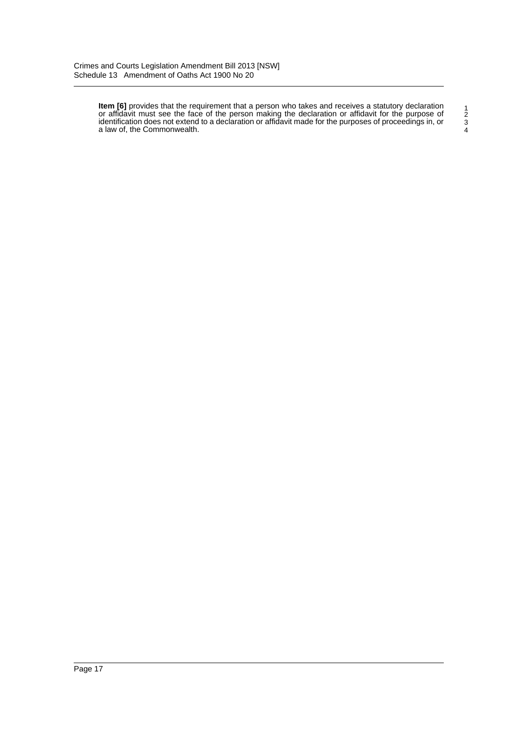**Item [6]** provides that the requirement that a person who takes and receives a statutory declaration or affidavit must see the face of the person making the declaration or affidavit for the purpose of identification does not extend to a declaration or affidavit made for the purposes of proceedings in, or a law of, the Commonwealth.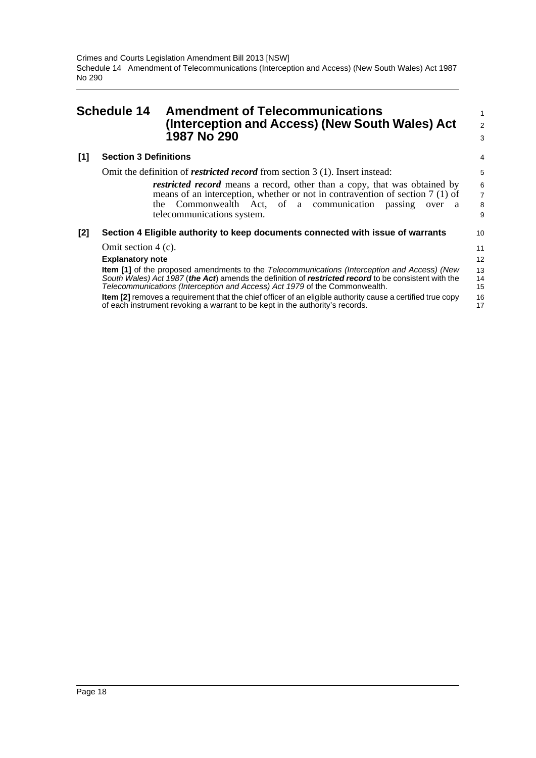# Schedule 14 Amendment of Telecommunications (Interception and Access) (New South Wales) Act 1987 No 290

**[1] Section 3 Definitions**

Omit the definition of ***restricted record*** from section 3 (1). Insert instead:

> ***restricted record*** means a record, other than a copy, that was obtained by means of an interception, whether or not in contravention of section 7 (1) of the Commonwealth Act, of a communication passing over a telecommunications system.

**[2] Section 4 Eligible authority to keep documents connected with issue of warrants**

Omit section 4 (c).

**Explanatory note**

**Item [1]** of the proposed amendments to the *Telecommunications (Interception and Access) (New South Wales) Act 1987* (***the Act***) amends the definition of ***restricted record*** to be consistent with the *Telecommunications (Interception and Access) Act 1979* of the Commonwealth.

**Item [2]** removes a requirement that the chief officer of an eligible authority cause a certified true copy of each instrument revoking a warrant to be kept in the authority's records.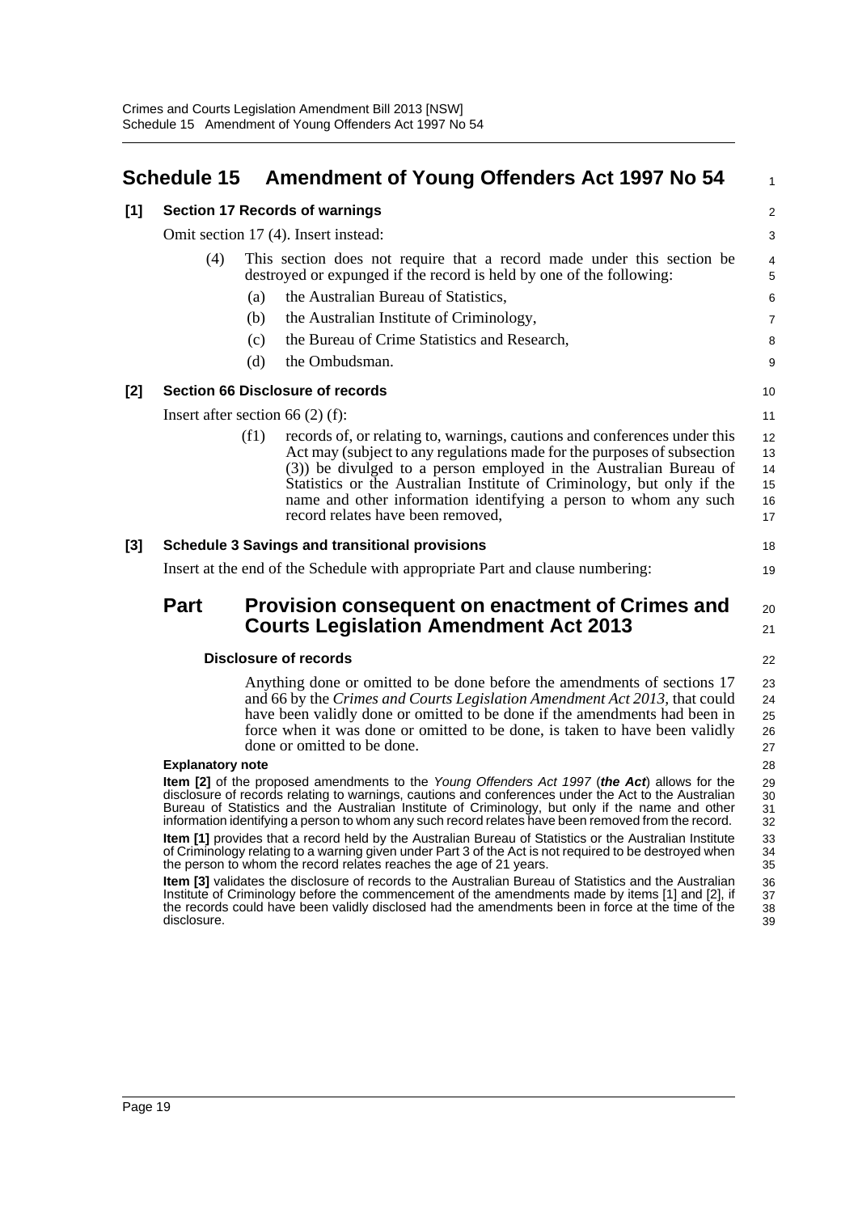# Schedule 15 Amendment of Young Offenders Act 1997 No 54

**[1] Section 17 Records of warnings**

Omit section 17 (4). Insert instead:

(4) This section does not require that a record made under this section be destroyed or expunged if the record is held by one of the following:

(a) the Australian Bureau of Statistics,

(b) the Australian Institute of Criminology,

(c) the Bureau of Crime Statistics and Research,

(d) the Ombudsman.

**[2] Section 66 Disclosure of records**

Insert after section 66 (2) (f):

(f1) records of, or relating to, warnings, cautions and conferences under this Act may (subject to any regulations made for the purposes of subsection (3)) be divulged to a person employed in the Australian Bureau of Statistics or the Australian Institute of Criminology, but only if the name and other information identifying a person to whom any such record relates have been removed,

**[3] Schedule 3 Savings and transitional provisions**

Insert at the end of the Schedule with appropriate Part and clause numbering:

## Part Provision consequent on enactment of Crimes and Courts Legislation Amendment Act 2013

**Disclosure of records**

Anything done or omitted to be done before the amendments of sections 17 and 66 by the *Crimes and Courts Legislation Amendment Act 2013*, that could have been validly done or omitted to be done if the amendments had been in force when it was done or omitted to be done, is taken to have been validly done or omitted to be done.

**Explanatory note**

**Item [2]** of the proposed amendments to the *Young Offenders Act 1997* (***the Act***) allows for the disclosure of records relating to warnings, cautions and conferences under the Act to the Australian Bureau of Statistics and the Australian Institute of Criminology, but only if the name and other information identifying a person to whom any such record relates have been removed from the record.

**Item [1]** provides that a record held by the Australian Bureau of Statistics or the Australian Institute of Criminology relating to a warning given under Part 3 of the Act is not required to be destroyed when the person to whom the record relates reaches the age of 21 years.

**Item [3]** validates the disclosure of records to the Australian Bureau of Statistics and the Australian Institute of Criminology before the commencement of the amendments made by items [1] and [2], if the records could have been validly disclosed had the amendments been in force at the time of the disclosure.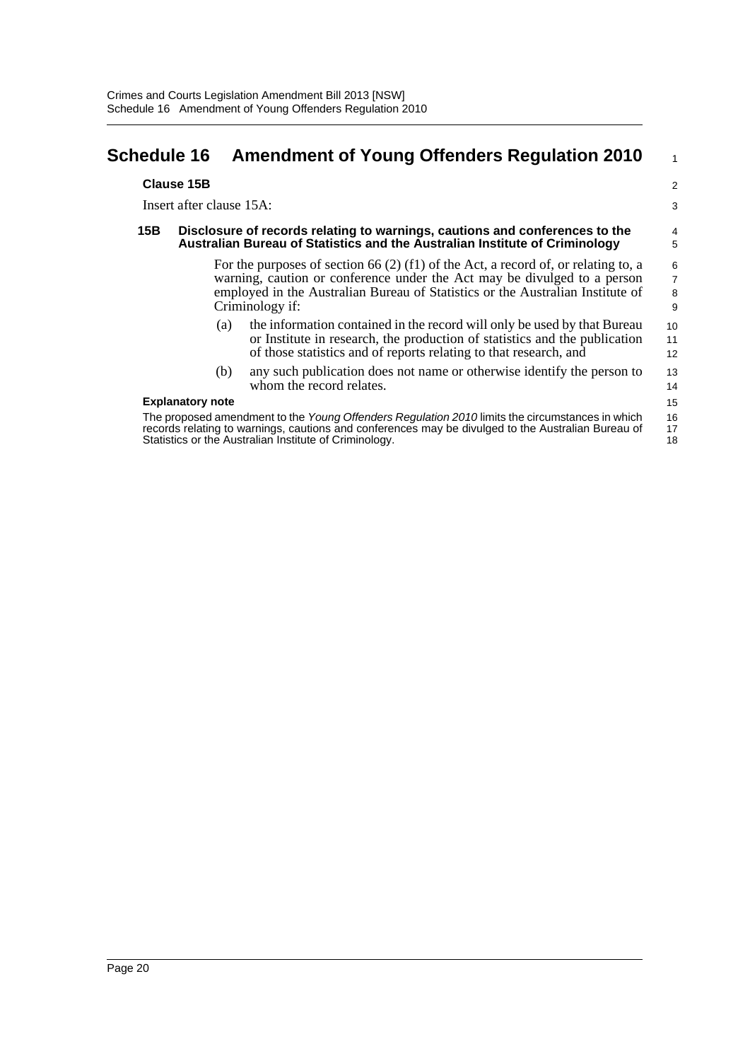# Schedule 16 Amendment of Young Offenders Regulation 2010

### Clause 15B

Insert after clause 15A:

**15B Disclosure of records relating to warnings, cautions and conferences to the Australian Bureau of Statistics and the Australian Institute of Criminology**

For the purposes of section 66 (2) (f1) of the Act, a record of, or relating to, a warning, caution or conference under the Act may be divulged to a person employed in the Australian Bureau of Statistics or the Australian Institute of Criminology if:

(a) the information contained in the record will only be used by that Bureau or Institute in research, the production of statistics and the publication of those statistics and of reports relating to that research, and

(b) any such publication does not name or otherwise identify the person to whom the record relates.

**Explanatory note**

The proposed amendment to the *Young Offenders Regulation 2010* limits the circumstances in which records relating to warnings, cautions and conferences may be divulged to the Australian Bureau of Statistics or the Australian Institute of Criminology.